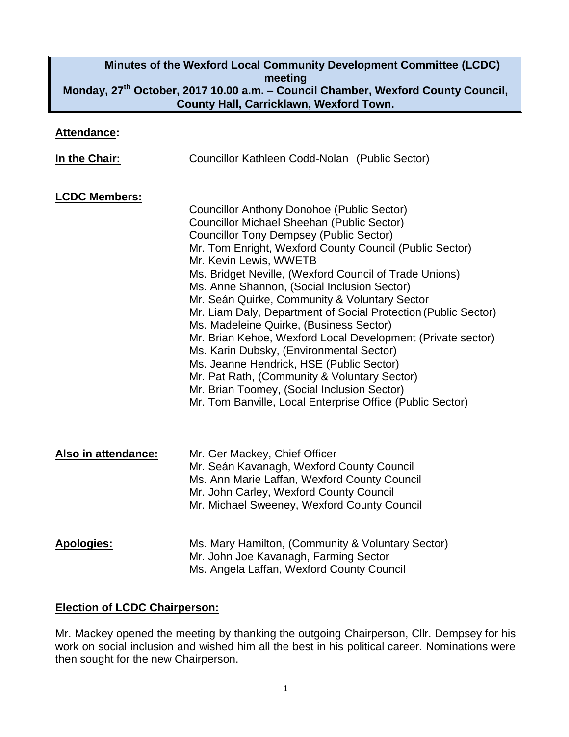# Minutes of the Wexford Local Community Development Committee (LCDC) meeting

**Monday, 27th October, 2017 10.00 a.m. – Council Chamber, Wexford County Council, County Hall, Carricklawn, Wexford Town.**

**Attendance:**

**In the Chair:** Councillor Kathleen Codd-Nolan (Public Sector)

**LCDC Members:**

Councillor Anthony Donohoe (Public Sector)
Councillor Michael Sheehan (Public Sector)
Councillor Tony Dempsey (Public Sector)
Mr. Tom Enright, Wexford County Council (Public Sector)
Mr. Kevin Lewis, WWETB
Ms. Bridget Neville, (Wexford Council of Trade Unions)
Ms. Anne Shannon, (Social Inclusion Sector)
Mr. Seán Quirke, Community & Voluntary Sector
Mr. Liam Daly, Department of Social Protection (Public Sector)
Ms. Madeleine Quirke, (Business Sector)
Mr. Brian Kehoe, Wexford Local Development (Private sector)
Ms. Karin Dubsky, (Environmental Sector)
Ms. Jeanne Hendrick, HSE (Public Sector)
Mr. Pat Rath, (Community & Voluntary Sector)
Mr. Brian Toomey, (Social Inclusion Sector)
Mr. Tom Banville, Local Enterprise Office (Public Sector)

**Also in attendance:**

Mr. Ger Mackey, Chief Officer
Mr. Seán Kavanagh, Wexford County Council
Ms. Ann Marie Laffan, Wexford County Council
Mr. John Carley, Wexford County Council
Mr. Michael Sweeney, Wexford County Council

**Apologies:**

Ms. Mary Hamilton, (Community & Voluntary Sector)
Mr. John Joe Kavanagh, Farming Sector
Ms. Angela Laffan, Wexford County Council

## Election of LCDC Chairperson:

Mr. Mackey opened the meeting by thanking the outgoing Chairperson, Cllr. Dempsey for his work on social inclusion and wished him all the best in his political career. Nominations were then sought for the new Chairperson.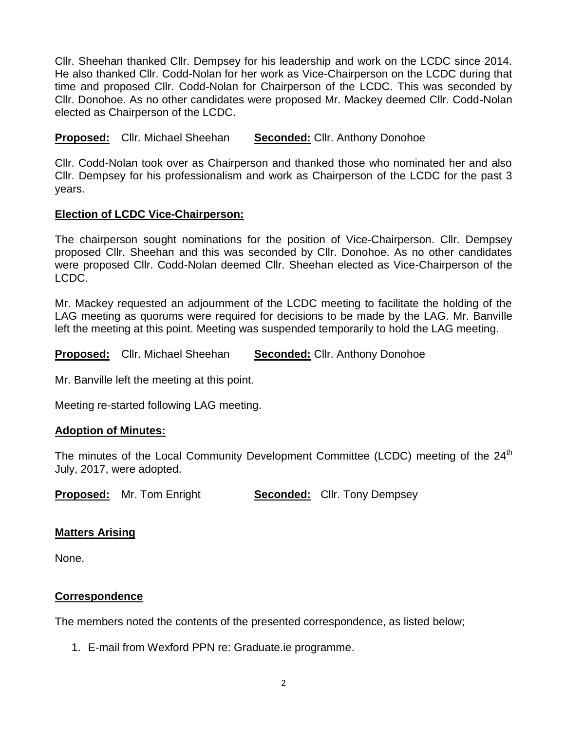Cllr. Sheehan thanked Cllr. Dempsey for his leadership and work on the LCDC since 2014. He also thanked Cllr. Codd-Nolan for her work as Vice-Chairperson on the LCDC during that time and proposed Cllr. Codd-Nolan for Chairperson of the LCDC. This was seconded by Cllr. Donohoe. As no other candidates were proposed Mr. Mackey deemed Cllr. Codd-Nolan elected as Chairperson of the LCDC.

**Proposed:** Cllr. Michael Sheehan **Seconded:** Cllr. Anthony Donohoe

Cllr. Codd-Nolan took over as Chairperson and thanked those who nominated her and also Cllr. Dempsey for his professionalism and work as Chairperson of the LCDC for the past 3 years.

**Election of LCDC Vice-Chairperson:**

The chairperson sought nominations for the position of Vice-Chairperson. Cllr. Dempsey proposed Cllr. Sheehan and this was seconded by Cllr. Donohoe. As no other candidates were proposed Cllr. Codd-Nolan deemed Cllr. Sheehan elected as Vice-Chairperson of the LCDC.

Mr. Mackey requested an adjournment of the LCDC meeting to facilitate the holding of the LAG meeting as quorums were required for decisions to be made by the LAG. Mr. Banville left the meeting at this point. Meeting was suspended temporarily to hold the LAG meeting.

**Proposed:** Cllr. Michael Sheehan **Seconded:** Cllr. Anthony Donohoe

Mr. Banville left the meeting at this point.

Meeting re-started following LAG meeting.

**Adoption of Minutes:**

The minutes of the Local Community Development Committee (LCDC) meeting of the 24th July, 2017, were adopted.

**Proposed:** Mr. Tom Enright **Seconded:** Cllr. Tony Dempsey

**Matters Arising**

None.

**Correspondence**

The members noted the contents of the presented correspondence, as listed below;

1. E-mail from Wexford PPN re: Graduate.ie programme.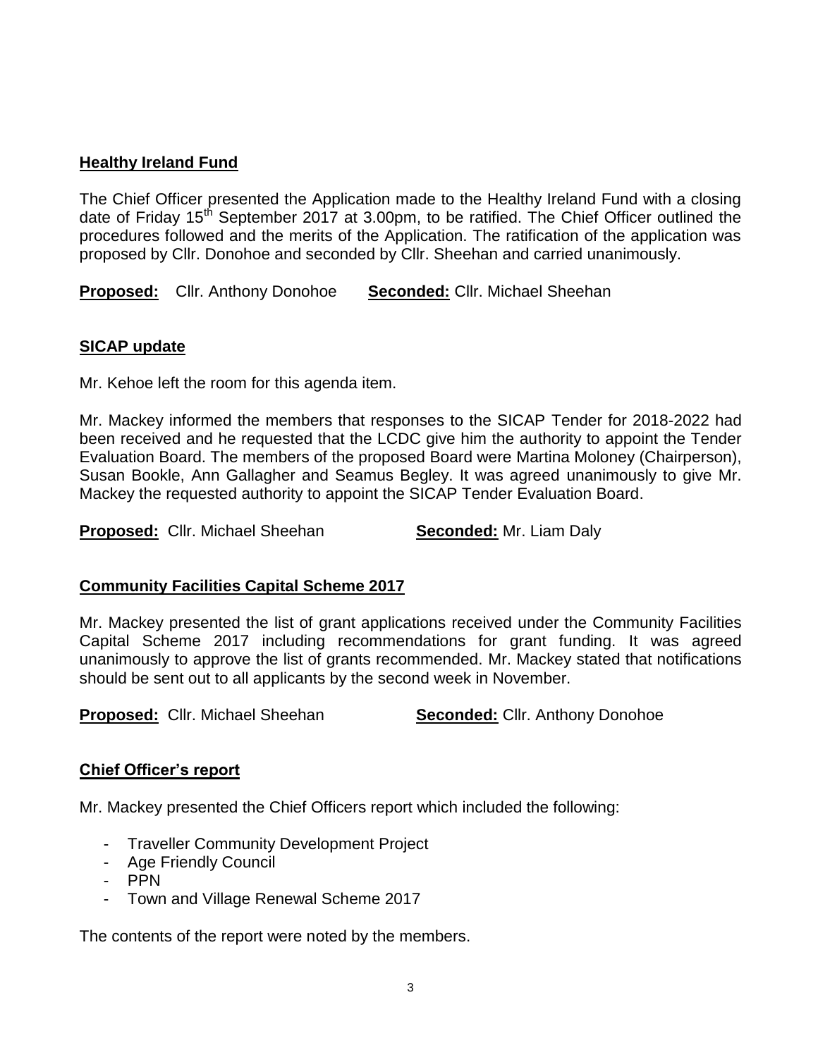**Healthy Ireland Fund**

The Chief Officer presented the Application made to the Healthy Ireland Fund with a closing date of Friday 15th September 2017 at 3.00pm, to be ratified. The Chief Officer outlined the procedures followed and the merits of the Application. The ratification of the application was proposed by Cllr. Donohoe and seconded by Cllr. Sheehan and carried unanimously.

**Proposed:** Cllr. Anthony Donohoe **Seconded:** Cllr. Michael Sheehan

**SICAP update**

Mr. Kehoe left the room for this agenda item.

Mr. Mackey informed the members that responses to the SICAP Tender for 2018-2022 had been received and he requested that the LCDC give him the authority to appoint the Tender Evaluation Board. The members of the proposed Board were Martina Moloney (Chairperson), Susan Bookle, Ann Gallagher and Seamus Begley. It was agreed unanimously to give Mr. Mackey the requested authority to appoint the SICAP Tender Evaluation Board.

**Proposed:** Cllr. Michael Sheehan **Seconded:** Mr. Liam Daly

**Community Facilities Capital Scheme 2017**

Mr. Mackey presented the list of grant applications received under the Community Facilities Capital Scheme 2017 including recommendations for grant funding. It was agreed unanimously to approve the list of grants recommended. Mr. Mackey stated that notifications should be sent out to all applicants by the second week in November.

**Proposed:** Cllr. Michael Sheehan **Seconded:** Cllr. Anthony Donohoe

**Chief Officer's report**

Mr. Mackey presented the Chief Officers report which included the following:

- Traveller Community Development Project
- Age Friendly Council
- PPN
- Town and Village Renewal Scheme 2017

The contents of the report were noted by the members.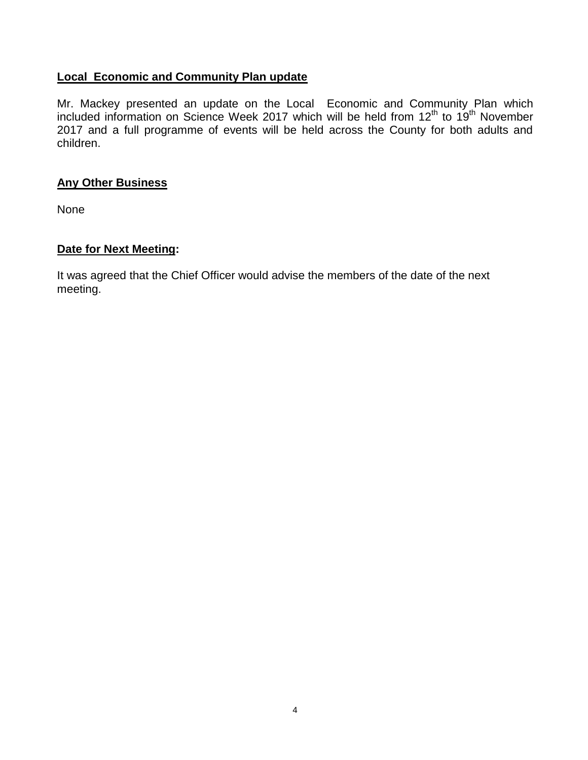## Local Economic and Community Plan update

Mr. Mackey presented an update on the Local Economic and Community Plan which included information on Science Week 2017 which will be held from 12th to 19th November 2017 and a full programme of events will be held across the County for both adults and children.

## Any Other Business

None

## Date for Next Meeting:

It was agreed that the Chief Officer would advise the members of the date of the next meeting.